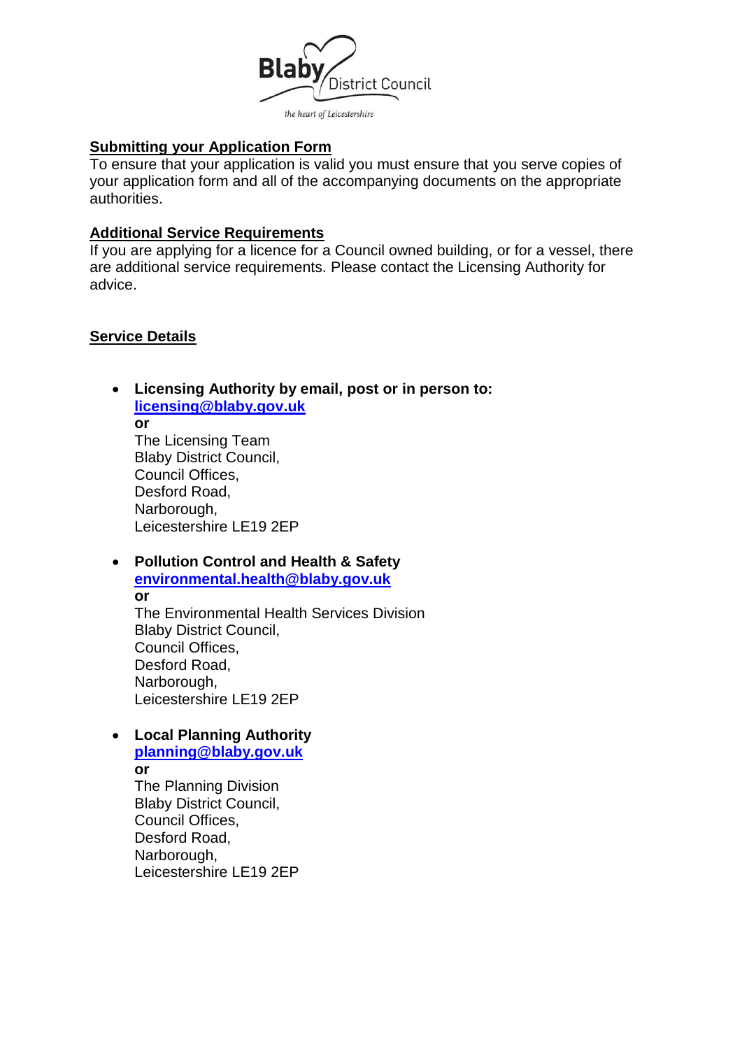Blaby District Council

*the heart of Leicestershire*

## Submitting your Application Form

To ensure that your application is valid you must ensure that you serve copies of your application form and all of the accompanying documents on the appropriate authorities.

## Additional Service Requirements

If you are applying for a licence for a Council owned building, or for a vessel, there are additional service requirements. Please contact the Licensing Authority for advice.

## Service Details

- **Licensing Authority by email, post or in person to:**
  **licensing@blaby.gov.uk**
  **or**
  The Licensing Team
  Blaby District Council,
  Council Offices,
  Desford Road,
  Narborough,
  Leicestershire LE19 2EP

- **Pollution Control and Health & Safety**
  **environmental.health@blaby.gov.uk**
  **or**
  The Environmental Health Services Division
  Blaby District Council,
  Council Offices,
  Desford Road,
  Narborough,
  Leicestershire LE19 2EP

- **Local Planning Authority**
  **planning@blaby.gov.uk**
  **or**
  The Planning Division
  Blaby District Council,
  Council Offices,
  Desford Road,
  Narborough,
  Leicestershire LE19 2EP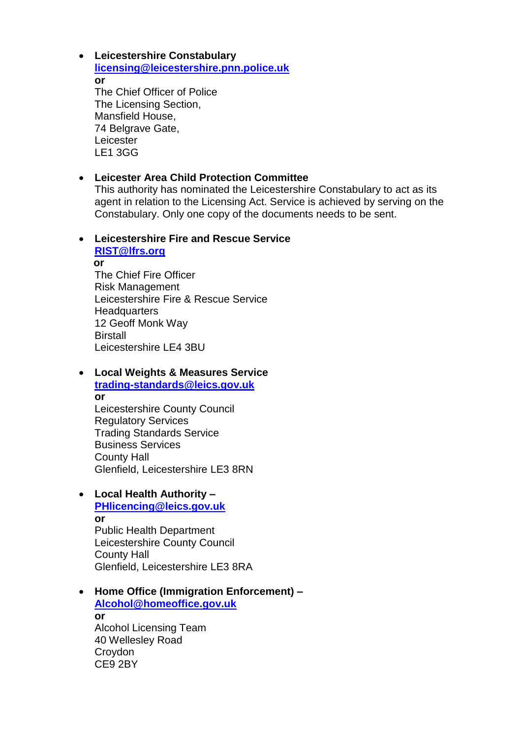- **Leicestershire Constabulary**
  **licensing@leicestershire.pnn.police.uk**
  **or**
  The Chief Officer of Police
  The Licensing Section,
  Mansfield House,
  74 Belgrave Gate,
  Leicester
  LE1 3GG

- **Leicester Area Child Protection Committee**
  This authority has nominated the Leicestershire Constabulary to act as its agent in relation to the Licensing Act. Service is achieved by serving on the Constabulary. Only one copy of the documents needs to be sent.

- **Leicestershire Fire and Rescue Service**
  **RIST@lfrs.org**
  **or**
  The Chief Fire Officer
  Risk Management
  Leicestershire Fire & Rescue Service
  Headquarters
  12 Geoff Monk Way
  Birstall
  Leicestershire LE4 3BU

- **Local Weights & Measures Service**
  **trading-standards@leics.gov.uk**
  **or**
  Leicestershire County Council
  Regulatory Services
  Trading Standards Service
  Business Services
  County Hall
  Glenfield, Leicestershire LE3 8RN

- **Local Health Authority –**
  **PHlicencing@leics.gov.uk**
  **or**
  Public Health Department
  Leicestershire County Council
  County Hall
  Glenfield, Leicestershire LE3 8RA

- **Home Office (Immigration Enforcement) –**
  **Alcohol@homeoffice.gov.uk**
  **or**
  Alcohol Licensing Team
  40 Wellesley Road
  Croydon
  CE9 2BY